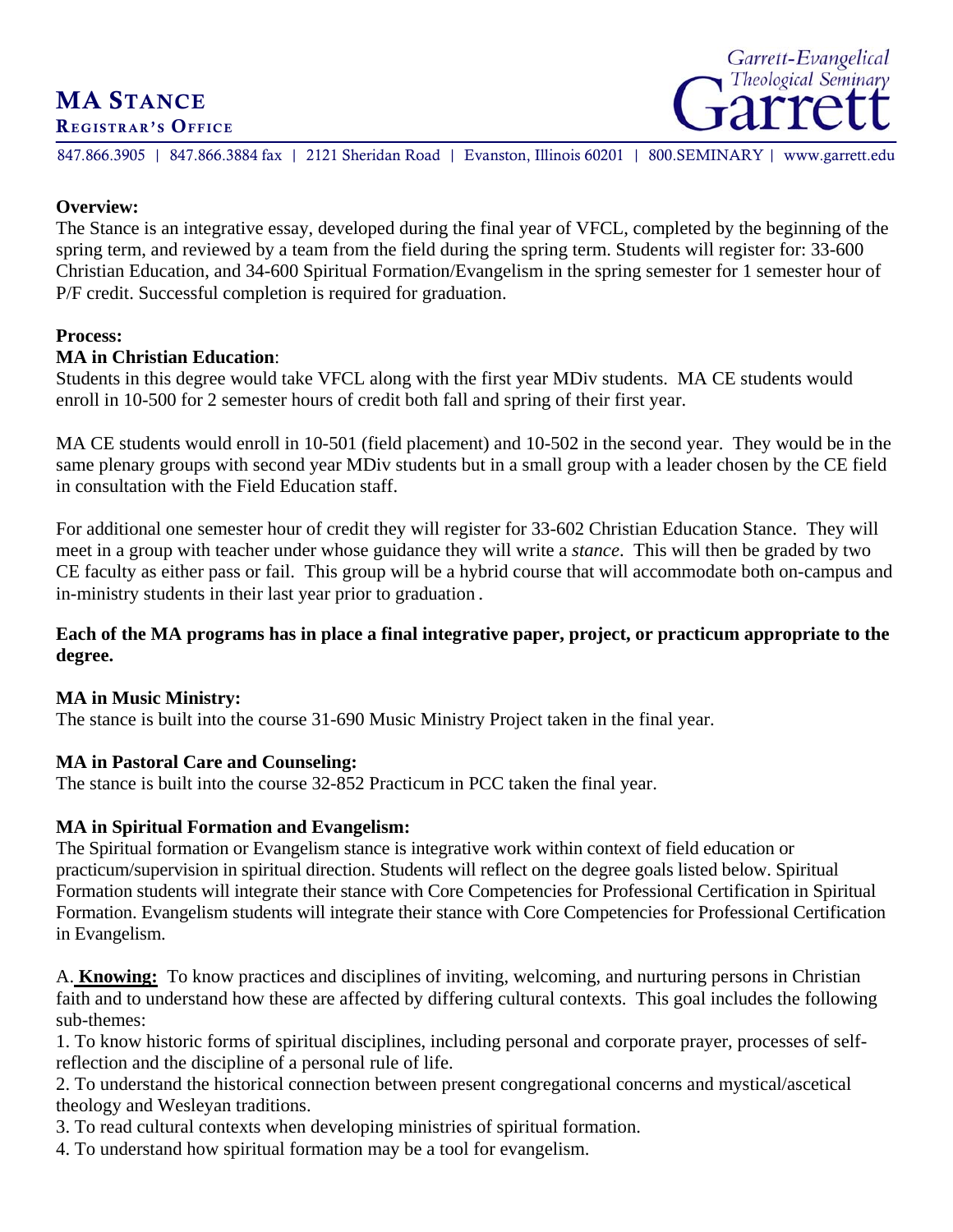# MA STANCE

## REGISTRAR'S OFFICE

847.866.3905 | 847.866.3884 fax | 2121 Sheridan Road | Evanston, Illinois 60201 | 800.SEMINARY | www.garrett.edu

**Overview:**
The Stance is an integrative essay, developed during the final year of VFCL, completed by the beginning of the spring term, and reviewed by a team from the field during the spring term. Students will register for: 33-600 Christian Education, and 34-600 Spiritual Formation/Evangelism in the spring semester for 1 semester hour of P/F credit. Successful completion is required for graduation.

**Process:**

**MA in Christian Education**:
Students in this degree would take VFCL along with the first year MDiv students. MA CE students would enroll in 10-500 for 2 semester hours of credit both fall and spring of their first year.

MA CE students would enroll in 10-501 (field placement) and 10-502 in the second year. They would be in the same plenary groups with second year MDiv students but in a small group with a leader chosen by the CE field in consultation with the Field Education staff.

For additional one semester hour of credit they will register for 33-602 Christian Education Stance. They will meet in a group with teacher under whose guidance they will write a *stance*. This will then be graded by two CE faculty as either pass or fail. This group will be a hybrid course that will accommodate both on-campus and in-ministry students in their last year prior to graduation.

**Each of the MA programs has in place a final integrative paper, project, or practicum appropriate to the degree.**

**MA in Music Ministry:**
The stance is built into the course 31-690 Music Ministry Project taken in the final year.

**MA in Pastoral Care and Counseling:**
The stance is built into the course 32-852 Practicum in PCC taken the final year.

**MA in Spiritual Formation and Evangelism:**
The Spiritual formation or Evangelism stance is integrative work within context of field education or practicum/supervision in spiritual direction. Students will reflect on the degree goals listed below. Spiritual Formation students will integrate their stance with Core Competencies for Professional Certification in Spiritual Formation. Evangelism students will integrate their stance with Core Competencies for Professional Certification in Evangelism.

A. **Knowing:** To know practices and disciplines of inviting, welcoming, and nurturing persons in Christian faith and to understand how these are affected by differing cultural contexts. This goal includes the following sub-themes:

1. To know historic forms of spiritual disciplines, including personal and corporate prayer, processes of self-reflection and the discipline of a personal rule of life.
2. To understand the historical connection between present congregational concerns and mystical/ascetical theology and Wesleyan traditions.
3. To read cultural contexts when developing ministries of spiritual formation.
4. To understand how spiritual formation may be a tool for evangelism.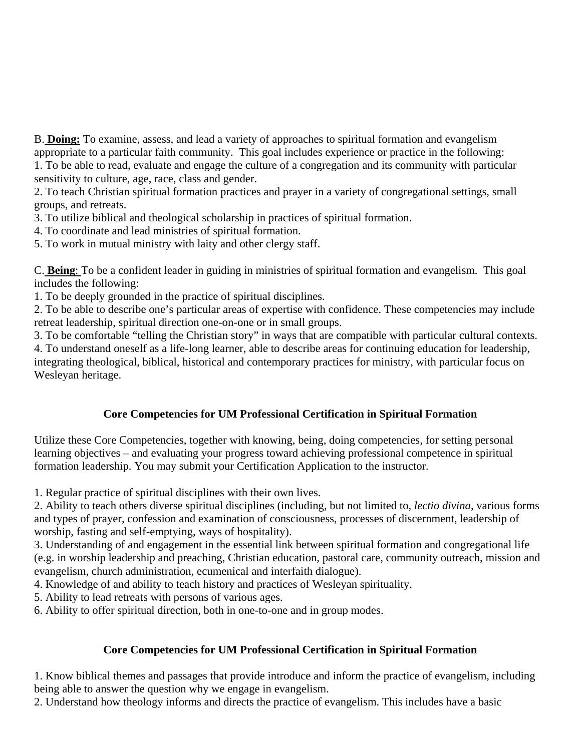B. **Doing:** To examine, assess, and lead a variety of approaches to spiritual formation and evangelism appropriate to a particular faith community. This goal includes experience or practice in the following:
1. To be able to read, evaluate and engage the culture of a congregation and its community with particular sensitivity to culture, age, race, class and gender.
2. To teach Christian spiritual formation practices and prayer in a variety of congregational settings, small groups, and retreats.
3. To utilize biblical and theological scholarship in practices of spiritual formation.
4. To coordinate and lead ministries of spiritual formation.
5. To work in mutual ministry with laity and other clergy staff.

C. **Being**: To be a confident leader in guiding in ministries of spiritual formation and evangelism. This goal includes the following:
1. To be deeply grounded in the practice of spiritual disciplines.
2. To be able to describe one's particular areas of expertise with confidence. These competencies may include retreat leadership, spiritual direction one-on-one or in small groups.
3. To be comfortable "telling the Christian story" in ways that are compatible with particular cultural contexts.
4. To understand oneself as a life-long learner, able to describe areas for continuing education for leadership, integrating theological, biblical, historical and contemporary practices for ministry, with particular focus on Wesleyan heritage.

### Core Competencies for UM Professional Certification in Spiritual Formation

Utilize these Core Competencies, together with knowing, being, doing competencies, for setting personal learning objectives – and evaluating your progress toward achieving professional competence in spiritual formation leadership. You may submit your Certification Application to the instructor.

1. Regular practice of spiritual disciplines with their own lives.
2. Ability to teach others diverse spiritual disciplines (including, but not limited to, *lectio divina*, various forms and types of prayer, confession and examination of consciousness, processes of discernment, leadership of worship, fasting and self-emptying, ways of hospitality).
3. Understanding of and engagement in the essential link between spiritual formation and congregational life (e.g. in worship leadership and preaching, Christian education, pastoral care, community outreach, mission and evangelism, church administration, ecumenical and interfaith dialogue).
4. Knowledge of and ability to teach history and practices of Wesleyan spirituality.
5. Ability to lead retreats with persons of various ages.
6. Ability to offer spiritual direction, both in one-to-one and in group modes.

### Core Competencies for UM Professional Certification in Spiritual Formation

1. Know biblical themes and passages that provide introduce and inform the practice of evangelism, including being able to answer the question why we engage in evangelism.
2. Understand how theology informs and directs the practice of evangelism. This includes have a basic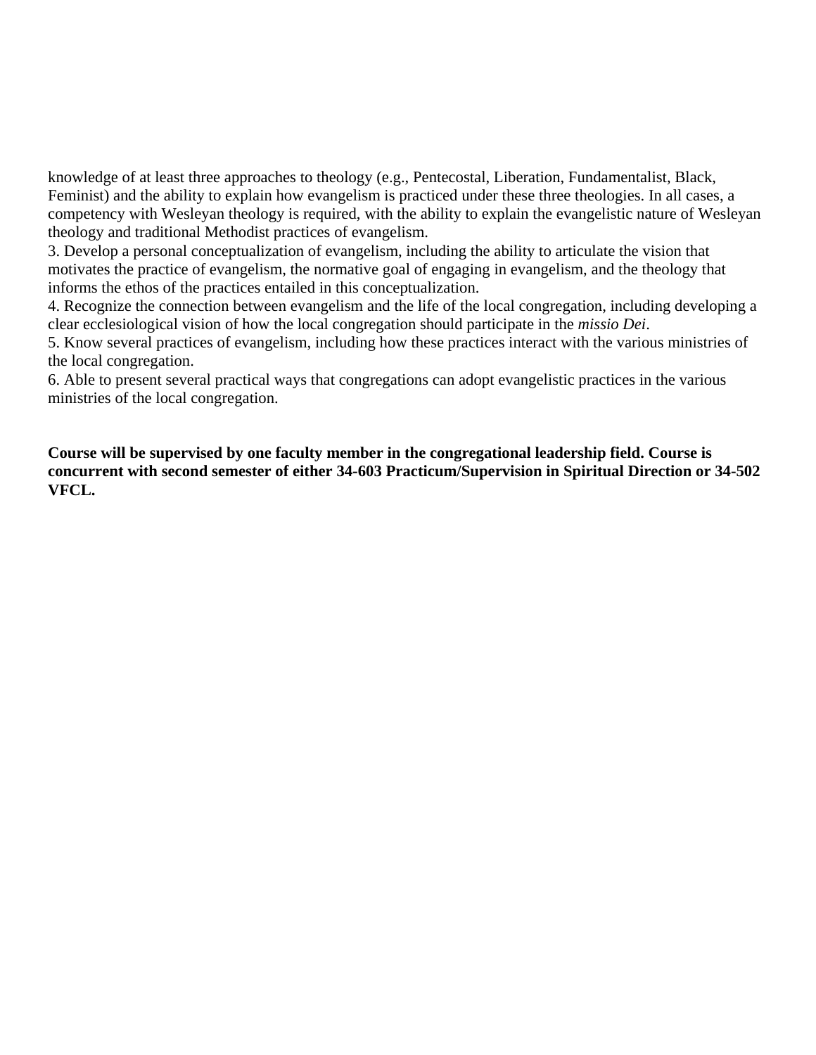knowledge of at least three approaches to theology (e.g., Pentecostal, Liberation, Fundamentalist, Black, Feminist) and the ability to explain how evangelism is practiced under these three theologies. In all cases, a competency with Wesleyan theology is required, with the ability to explain the evangelistic nature of Wesleyan theology and traditional Methodist practices of evangelism.

3. Develop a personal conceptualization of evangelism, including the ability to articulate the vision that motivates the practice of evangelism, the normative goal of engaging in evangelism, and the theology that informs the ethos of the practices entailed in this conceptualization.
4. Recognize the connection between evangelism and the life of the local congregation, including developing a clear ecclesiological vision of how the local congregation should participate in the *missio Dei*.
5. Know several practices of evangelism, including how these practices interact with the various ministries of the local congregation.
6. Able to present several practical ways that congregations can adopt evangelistic practices in the various ministries of the local congregation.

**Course will be supervised by one faculty member in the congregational leadership field. Course is concurrent with second semester of either 34-603 Practicum/Supervision in Spiritual Direction or 34-502 VFCL.**